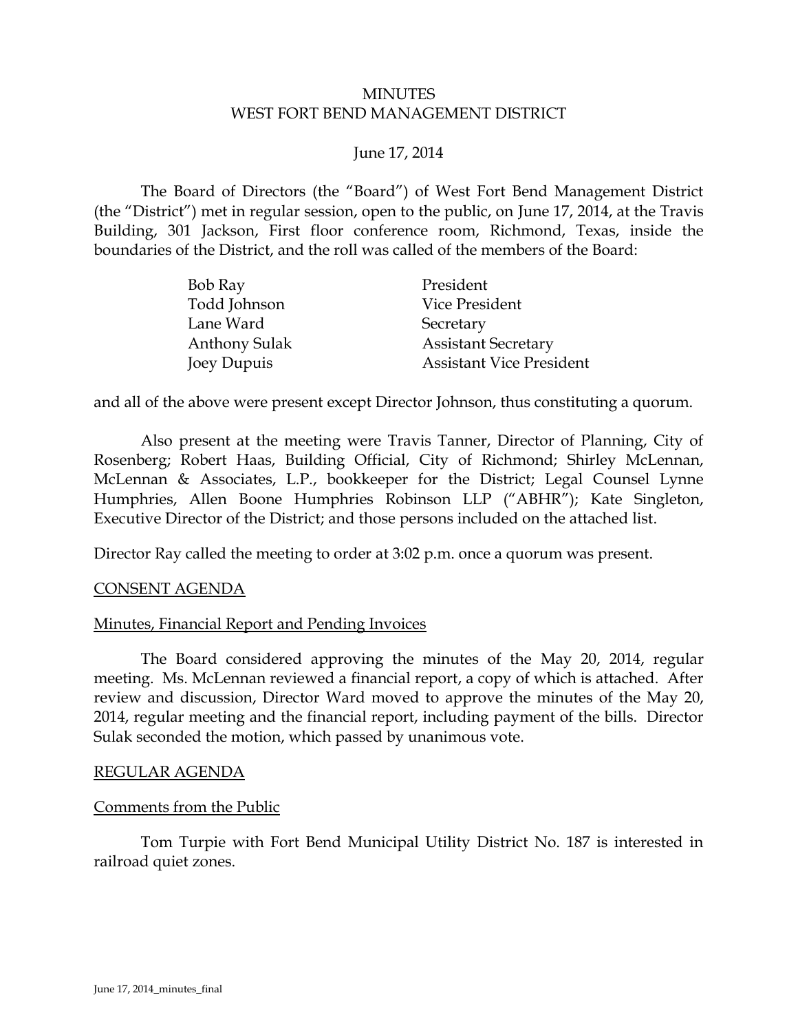# MINUTES
## WEST FORT BEND MANAGEMENT DISTRICT

June 17, 2014

The Board of Directors (the "Board") of West Fort Bend Management District (the "District") met in regular session, open to the public, on June 17, 2014, at the Travis Building, 301 Jackson, First floor conference room, Richmond, Texas, inside the boundaries of the District, and the roll was called of the members of the Board:

| | |
|---|---|
| Bob Ray | President |
| Todd Johnson | Vice President |
| Lane Ward | Secretary |
| Anthony Sulak | Assistant Secretary |
| Joey Dupuis | Assistant Vice President |

and all of the above were present except Director Johnson, thus constituting a quorum.

Also present at the meeting were Travis Tanner, Director of Planning, City of Rosenberg; Robert Haas, Building Official, City of Richmond; Shirley McLennan, McLennan & Associates, L.P., bookkeeper for the District; Legal Counsel Lynne Humphries, Allen Boone Humphries Robinson LLP ("ABHR"); Kate Singleton, Executive Director of the District; and those persons included on the attached list.

Director Ray called the meeting to order at 3:02 p.m. once a quorum was present.

<u>CONSENT AGENDA</u>

<u>Minutes, Financial Report and Pending Invoices</u>

The Board considered approving the minutes of the May 20, 2014, regular meeting. Ms. McLennan reviewed a financial report, a copy of which is attached. After review and discussion, Director Ward moved to approve the minutes of the May 20, 2014, regular meeting and the financial report, including payment of the bills. Director Sulak seconded the motion, which passed by unanimous vote.

<u>REGULAR AGENDA</u>

<u>Comments from the Public</u>

Tom Turpie with Fort Bend Municipal Utility District No. 187 is interested in railroad quiet zones.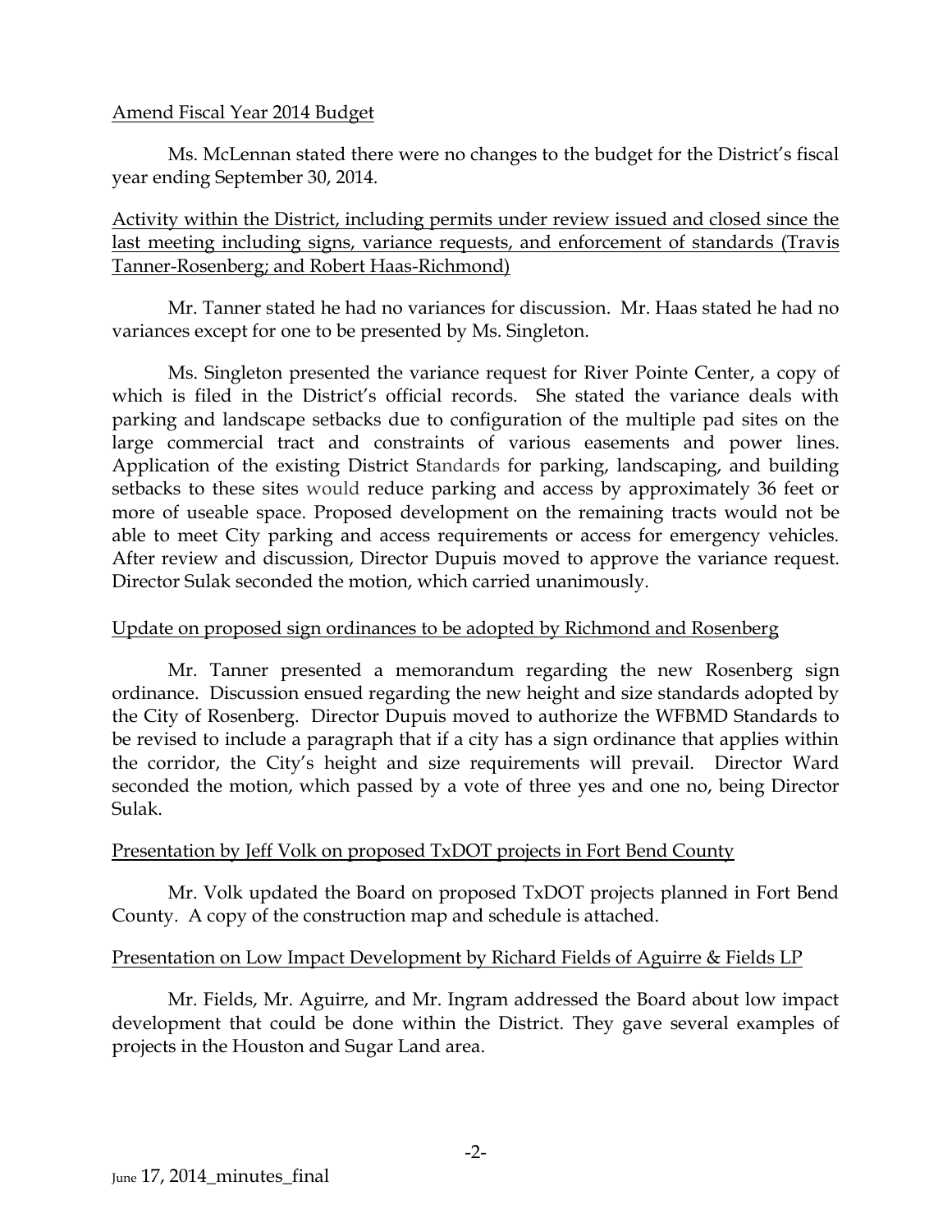Amend Fiscal Year 2014 Budget

Ms. McLennan stated there were no changes to the budget for the District's fiscal year ending September 30, 2014.

Activity within the District, including permits under review issued and closed since the last meeting including signs, variance requests, and enforcement of standards (Travis Tanner-Rosenberg; and Robert Haas-Richmond)

Mr. Tanner stated he had no variances for discussion. Mr. Haas stated he had no variances except for one to be presented by Ms. Singleton.

Ms. Singleton presented the variance request for River Pointe Center, a copy of which is filed in the District's official records. She stated the variance deals with parking and landscape setbacks due to configuration of the multiple pad sites on the large commercial tract and constraints of various easements and power lines. Application of the existing District Standards for parking, landscaping, and building setbacks to these sites would reduce parking and access by approximately 36 feet or more of useable space. Proposed development on the remaining tracts would not be able to meet City parking and access requirements or access for emergency vehicles. After review and discussion, Director Dupuis moved to approve the variance request. Director Sulak seconded the motion, which carried unanimously.

Update on proposed sign ordinances to be adopted by Richmond and Rosenberg

Mr. Tanner presented a memorandum regarding the new Rosenberg sign ordinance. Discussion ensued regarding the new height and size standards adopted by the City of Rosenberg. Director Dupuis moved to authorize the WFBMD Standards to be revised to include a paragraph that if a city has a sign ordinance that applies within the corridor, the City's height and size requirements will prevail. Director Ward seconded the motion, which passed by a vote of three yes and one no, being Director Sulak.

Presentation by Jeff Volk on proposed TxDOT projects in Fort Bend County

Mr. Volk updated the Board on proposed TxDOT projects planned in Fort Bend County. A copy of the construction map and schedule is attached.

Presentation on Low Impact Development by Richard Fields of Aguirre & Fields LP

Mr. Fields, Mr. Aguirre, and Mr. Ingram addressed the Board about low impact development that could be done within the District. They gave several examples of projects in the Houston and Sugar Land area.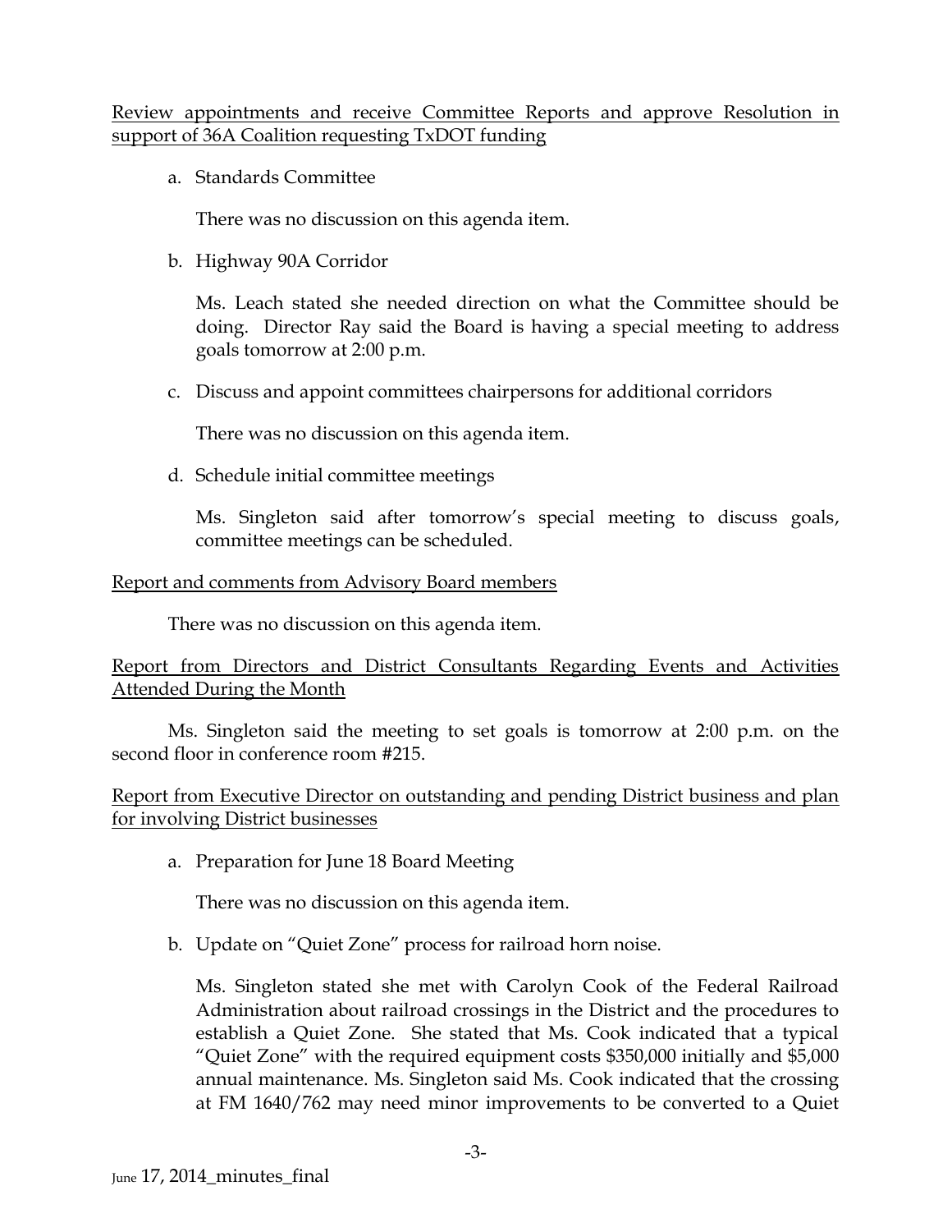Review appointments and receive Committee Reports and approve Resolution in support of 36A Coalition requesting TxDOT funding

a. Standards Committee

   There was no discussion on this agenda item.

b. Highway 90A Corridor

   Ms. Leach stated she needed direction on what the Committee should be doing. Director Ray said the Board is having a special meeting to address goals tomorrow at 2:00 p.m.

c. Discuss and appoint committees chairpersons for additional corridors

   There was no discussion on this agenda item.

d. Schedule initial committee meetings

   Ms. Singleton said after tomorrow's special meeting to discuss goals, committee meetings can be scheduled.

Report and comments from Advisory Board members

There was no discussion on this agenda item.

Report from Directors and District Consultants Regarding Events and Activities Attended During the Month

Ms. Singleton said the meeting to set goals is tomorrow at 2:00 p.m. on the second floor in conference room #215.

Report from Executive Director on outstanding and pending District business and plan for involving District businesses

a. Preparation for June 18 Board Meeting

   There was no discussion on this agenda item.

b. Update on "Quiet Zone" process for railroad horn noise.

   Ms. Singleton stated she met with Carolyn Cook of the Federal Railroad Administration about railroad crossings in the District and the procedures to establish a Quiet Zone. She stated that Ms. Cook indicated that a typical "Quiet Zone" with the required equipment costs $350,000 initially and $5,000 annual maintenance. Ms. Singleton said Ms. Cook indicated that the crossing at FM 1640/762 may need minor improvements to be converted to a Quiet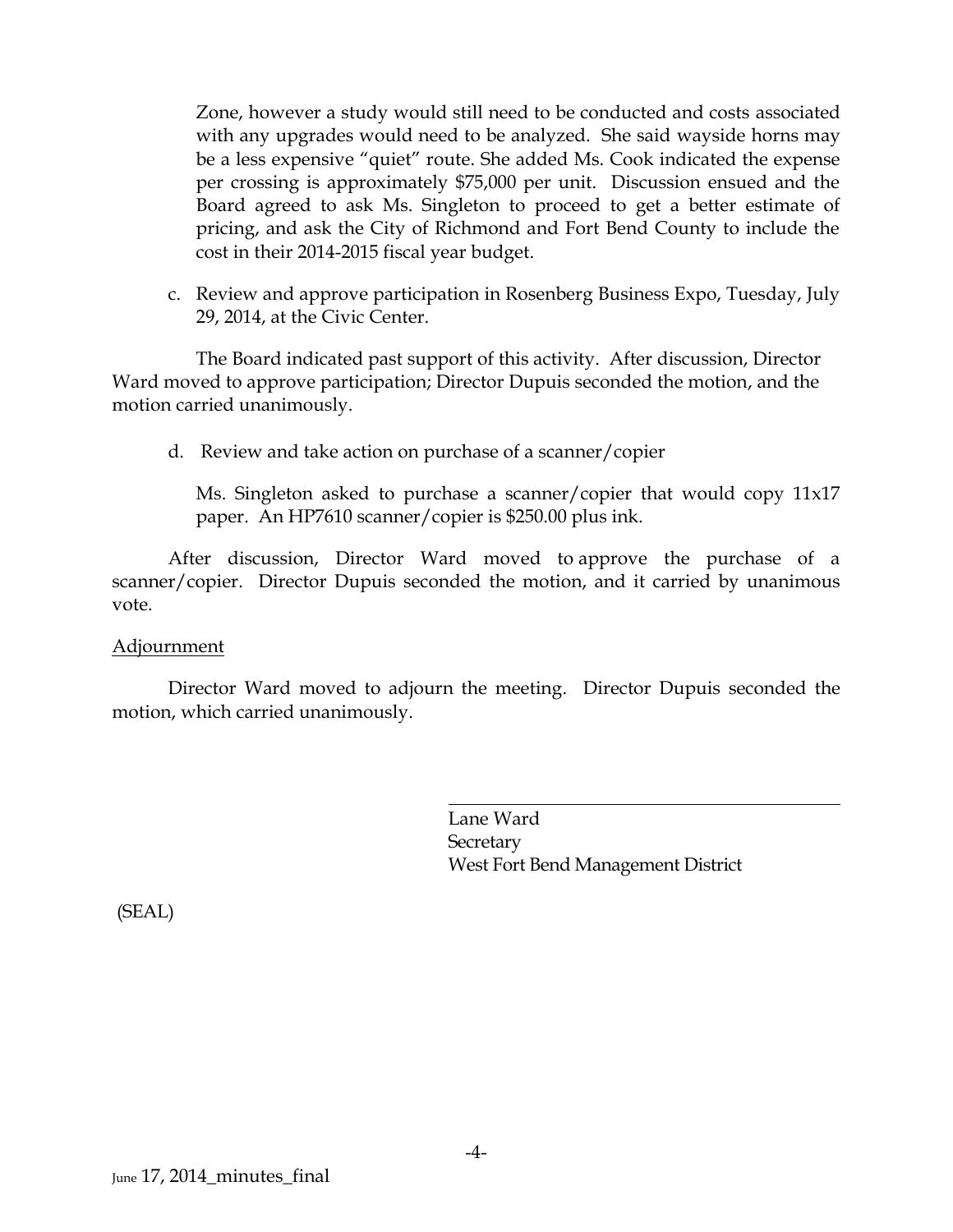Zone, however a study would still need to be conducted and costs associated with any upgrades would need to be analyzed. She said wayside horns may be a less expensive "quiet" route. She added Ms. Cook indicated the expense per crossing is approximately $75,000 per unit. Discussion ensued and the Board agreed to ask Ms. Singleton to proceed to get a better estimate of pricing, and ask the City of Richmond and Fort Bend County to include the cost in their 2014-2015 fiscal year budget.

c. Review and approve participation in Rosenberg Business Expo, Tuesday, July 29, 2014, at the Civic Center.

The Board indicated past support of this activity. After discussion, Director Ward moved to approve participation; Director Dupuis seconded the motion, and the motion carried unanimously.

d. Review and take action on purchase of a scanner/copier

Ms. Singleton asked to purchase a scanner/copier that would copy 11x17 paper. An HP7610 scanner/copier is $250.00 plus ink.

After discussion, Director Ward moved to approve the purchase of a scanner/copier. Director Dupuis seconded the motion, and it carried by unanimous vote.

## Adjournment

Director Ward moved to adjourn the meeting. Director Dupuis seconded the motion, which carried unanimously.

Lane Ward
Secretary
West Fort Bend Management District

(SEAL)

June 17, 2014_minutes_final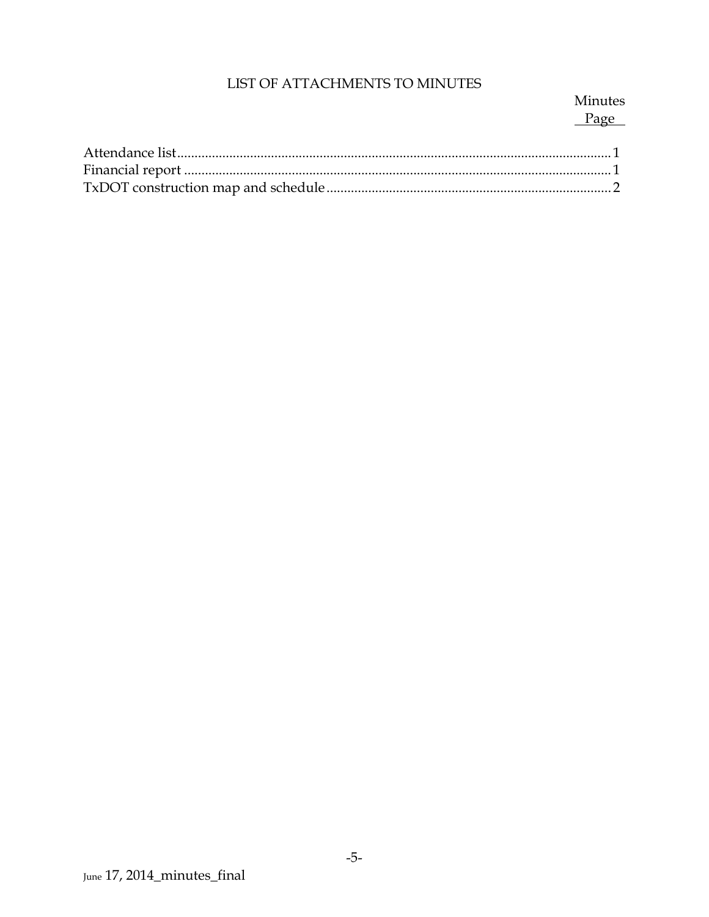LIST OF ATTACHMENTS TO MINUTES

| | Minutes Page |
|---|---|
| Attendance list | 1 |
| Financial report | 1 |
| TxDOT construction map and schedule | 2 |

June 17, 2014_minutes_final